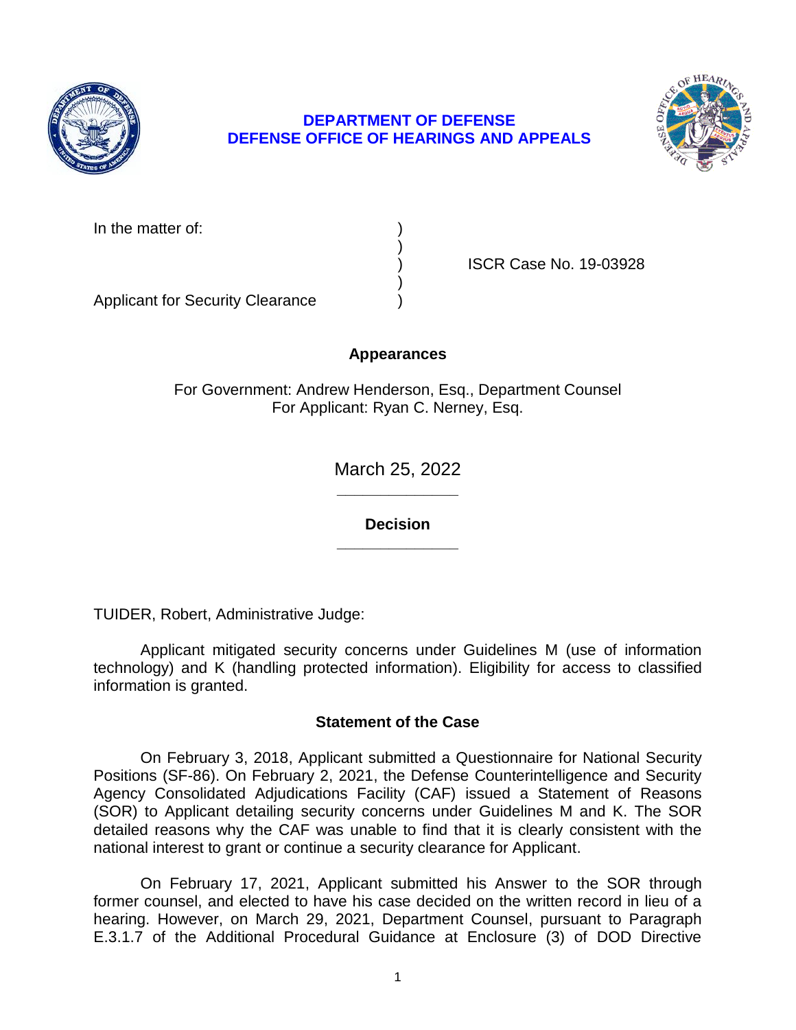**DEPARTMENT OF DEFENSE**
**DEFENSE OFFICE OF HEARINGS AND APPEALS**

| | | |
|---|---|---|
| In the matter of: | ) | |
| | ) | |
| | ) | ISCR Case No. 19-03928 |
| | ) | |
| Applicant for Security Clearance | ) | |

**Appearances**

For Government: Andrew Henderson, Esq., Department Counsel
For Applicant: Ryan C. Nerney, Esq.

March 25, 2022

______________

**Decision**

______________

TUIDER, Robert, Administrative Judge:

Applicant mitigated security concerns under Guidelines M (use of information technology) and K (handling protected information). Eligibility for access to classified information is granted.

**Statement of the Case**

On February 3, 2018, Applicant submitted a Questionnaire for National Security Positions (SF-86). On February 2, 2021, the Defense Counterintelligence and Security Agency Consolidated Adjudications Facility (CAF) issued a Statement of Reasons (SOR) to Applicant detailing security concerns under Guidelines M and K. The SOR detailed reasons why the CAF was unable to find that it is clearly consistent with the national interest to grant or continue a security clearance for Applicant.

On February 17, 2021, Applicant submitted his Answer to the SOR through former counsel, and elected to have his case decided on the written record in lieu of a hearing. However, on March 29, 2021, Department Counsel, pursuant to Paragraph E.3.1.7 of the Additional Procedural Guidance at Enclosure (3) of DOD Directive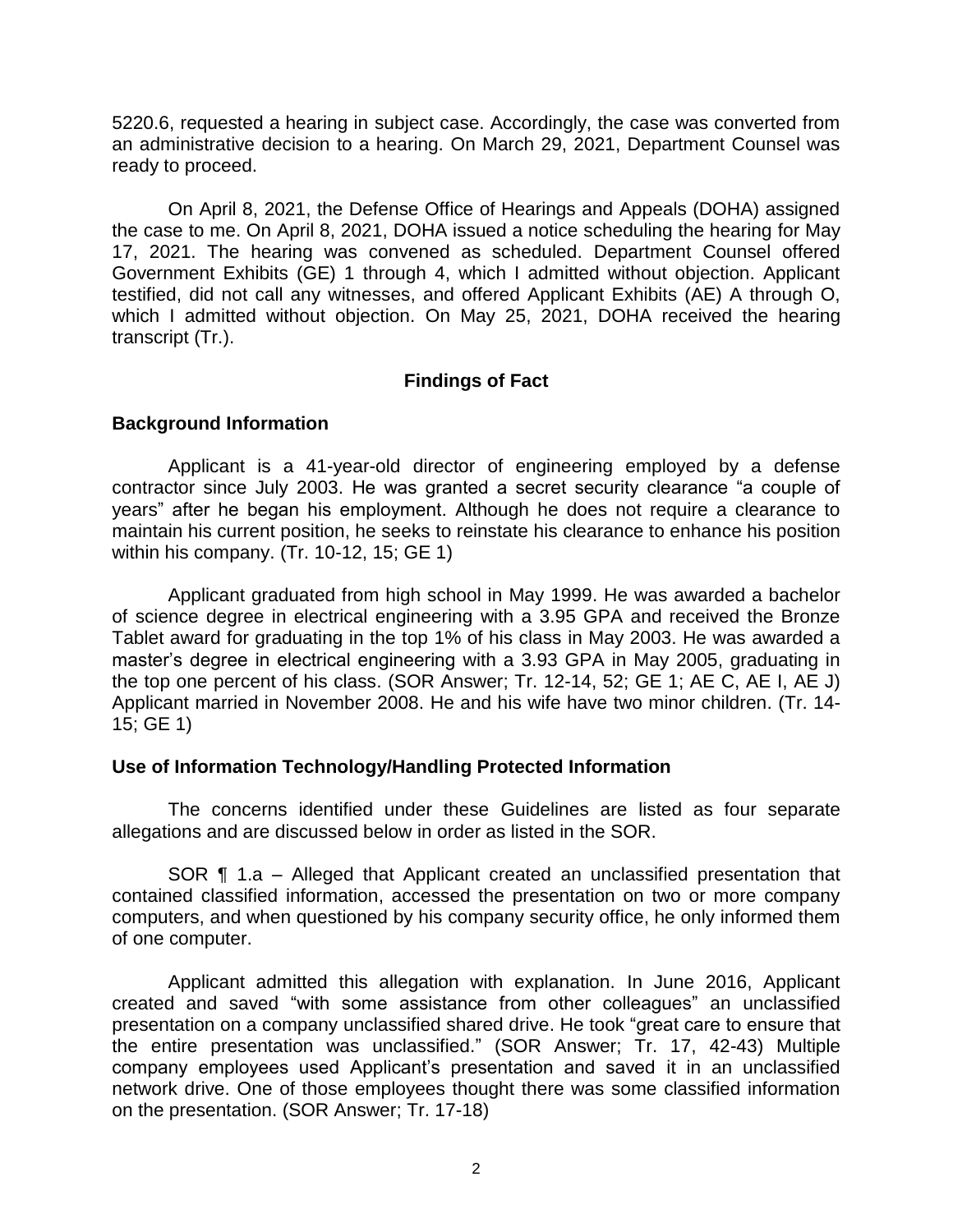5220.6, requested a hearing in subject case. Accordingly, the case was converted from an administrative decision to a hearing. On March 29, 2021, Department Counsel was ready to proceed.

On April 8, 2021, the Defense Office of Hearings and Appeals (DOHA) assigned the case to me. On April 8, 2021, DOHA issued a notice scheduling the hearing for May 17, 2021. The hearing was convened as scheduled. Department Counsel offered Government Exhibits (GE) 1 through 4, which I admitted without objection. Applicant testified, did not call any witnesses, and offered Applicant Exhibits (AE) A through O, which I admitted without objection. On May 25, 2021, DOHA received the hearing transcript (Tr.).

## Findings of Fact

### Background Information

Applicant is a 41-year-old director of engineering employed by a defense contractor since July 2003. He was granted a secret security clearance "a couple of years" after he began his employment. Although he does not require a clearance to maintain his current position, he seeks to reinstate his clearance to enhance his position within his company. (Tr. 10-12, 15; GE 1)

Applicant graduated from high school in May 1999. He was awarded a bachelor of science degree in electrical engineering with a 3.95 GPA and received the Bronze Tablet award for graduating in the top 1% of his class in May 2003. He was awarded a master's degree in electrical engineering with a 3.93 GPA in May 2005, graduating in the top one percent of his class. (SOR Answer; Tr. 12-14, 52; GE 1; AE C, AE I, AE J) Applicant married in November 2008. He and his wife have two minor children. (Tr. 14-15; GE 1)

### Use of Information Technology/Handling Protected Information

The concerns identified under these Guidelines are listed as four separate allegations and are discussed below in order as listed in the SOR.

SOR ¶ 1.a – Alleged that Applicant created an unclassified presentation that contained classified information, accessed the presentation on two or more company computers, and when questioned by his company security office, he only informed them of one computer.

Applicant admitted this allegation with explanation. In June 2016, Applicant created and saved "with some assistance from other colleagues" an unclassified presentation on a company unclassified shared drive. He took "great care to ensure that the entire presentation was unclassified." (SOR Answer; Tr. 17, 42-43) Multiple company employees used Applicant's presentation and saved it in an unclassified network drive. One of those employees thought there was some classified information on the presentation. (SOR Answer; Tr. 17-18)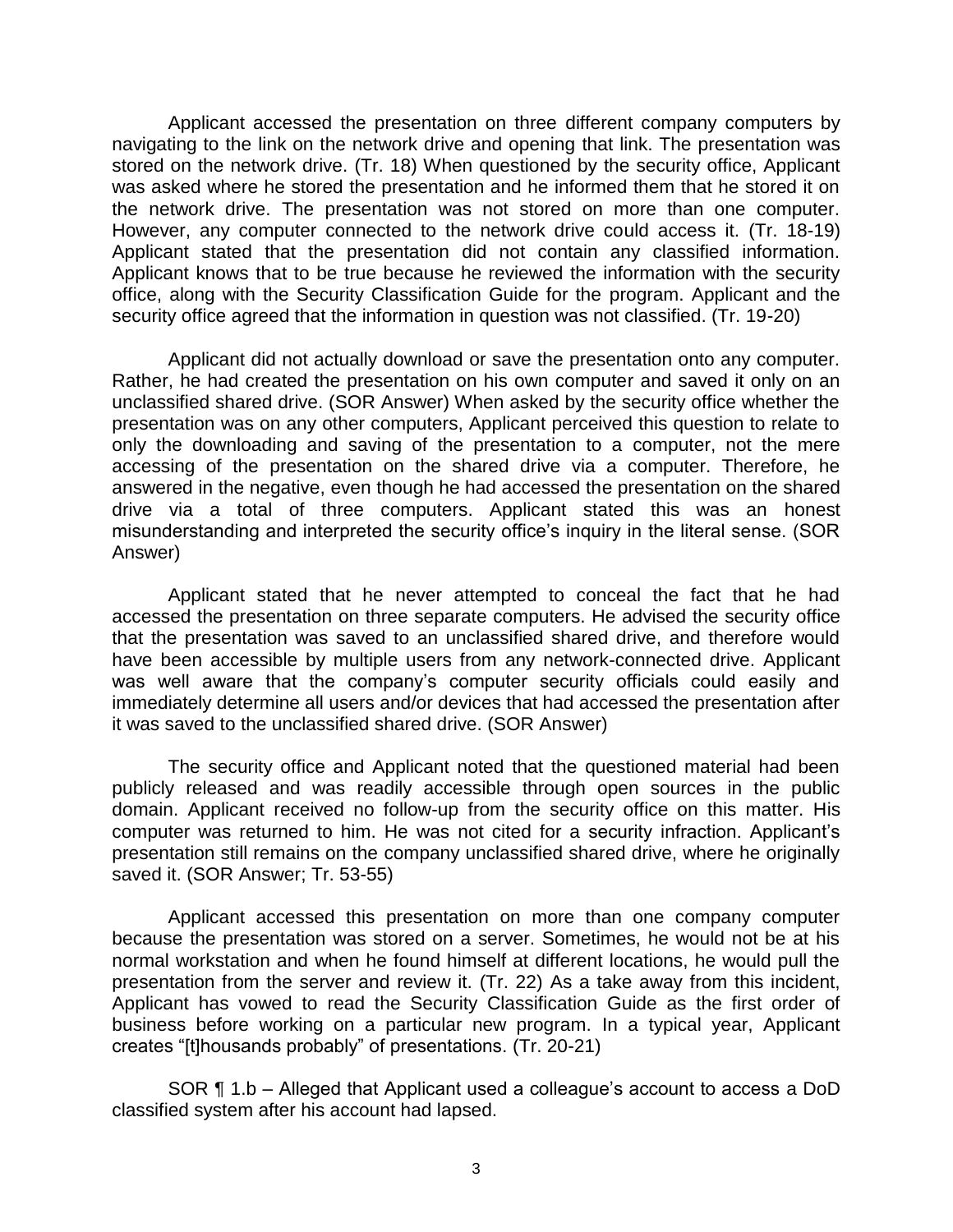Applicant accessed the presentation on three different company computers by navigating to the link on the network drive and opening that link. The presentation was stored on the network drive. (Tr. 18) When questioned by the security office, Applicant was asked where he stored the presentation and he informed them that he stored it on the network drive. The presentation was not stored on more than one computer. However, any computer connected to the network drive could access it. (Tr. 18-19) Applicant stated that the presentation did not contain any classified information. Applicant knows that to be true because he reviewed the information with the security office, along with the Security Classification Guide for the program. Applicant and the security office agreed that the information in question was not classified. (Tr. 19-20)

Applicant did not actually download or save the presentation onto any computer. Rather, he had created the presentation on his own computer and saved it only on an unclassified shared drive. (SOR Answer) When asked by the security office whether the presentation was on any other computers, Applicant perceived this question to relate to only the downloading and saving of the presentation to a computer, not the mere accessing of the presentation on the shared drive via a computer. Therefore, he answered in the negative, even though he had accessed the presentation on the shared drive via a total of three computers. Applicant stated this was an honest misunderstanding and interpreted the security office's inquiry in the literal sense. (SOR Answer)

Applicant stated that he never attempted to conceal the fact that he had accessed the presentation on three separate computers. He advised the security office that the presentation was saved to an unclassified shared drive, and therefore would have been accessible by multiple users from any network-connected drive. Applicant was well aware that the company's computer security officials could easily and immediately determine all users and/or devices that had accessed the presentation after it was saved to the unclassified shared drive. (SOR Answer)

The security office and Applicant noted that the questioned material had been publicly released and was readily accessible through open sources in the public domain. Applicant received no follow-up from the security office on this matter. His computer was returned to him. He was not cited for a security infraction. Applicant's presentation still remains on the company unclassified shared drive, where he originally saved it. (SOR Answer; Tr. 53-55)

Applicant accessed this presentation on more than one company computer because the presentation was stored on a server. Sometimes, he would not be at his normal workstation and when he found himself at different locations, he would pull the presentation from the server and review it. (Tr. 22) As a take away from this incident, Applicant has vowed to read the Security Classification Guide as the first order of business before working on a particular new program. In a typical year, Applicant creates "[t]housands probably" of presentations. (Tr. 20-21)

SOR ¶ 1.b – Alleged that Applicant used a colleague's account to access a DoD classified system after his account had lapsed.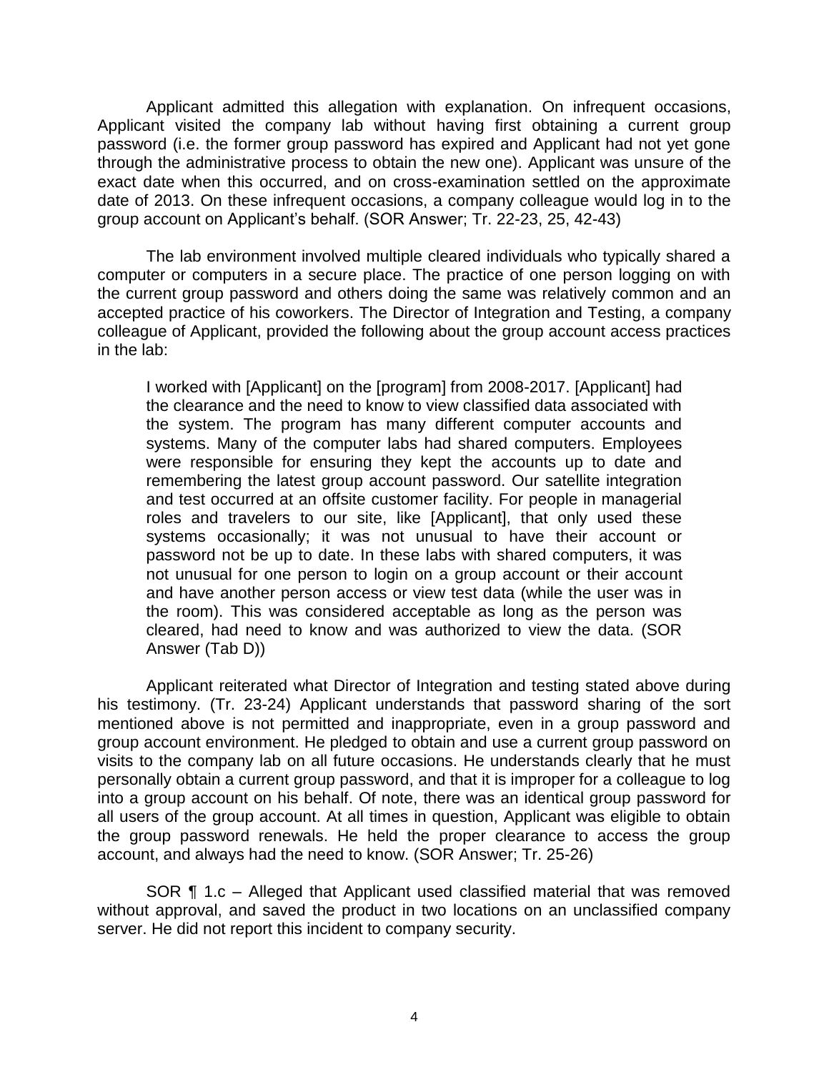Applicant admitted this allegation with explanation. On infrequent occasions, Applicant visited the company lab without having first obtaining a current group password (i.e. the former group password has expired and Applicant had not yet gone through the administrative process to obtain the new one). Applicant was unsure of the exact date when this occurred, and on cross-examination settled on the approximate date of 2013. On these infrequent occasions, a company colleague would log in to the group account on Applicant's behalf. (SOR Answer; Tr. 22-23, 25, 42-43)

The lab environment involved multiple cleared individuals who typically shared a computer or computers in a secure place. The practice of one person logging on with the current group password and others doing the same was relatively common and an accepted practice of his coworkers. The Director of Integration and Testing, a company colleague of Applicant, provided the following about the group account access practices in the lab:

> I worked with [Applicant] on the [program] from 2008-2017. [Applicant] had the clearance and the need to know to view classified data associated with the system. The program has many different computer accounts and systems. Many of the computer labs had shared computers. Employees were responsible for ensuring they kept the accounts up to date and remembering the latest group account password. Our satellite integration and test occurred at an offsite customer facility. For people in managerial roles and travelers to our site, like [Applicant], that only used these systems occasionally; it was not unusual to have their account or password not be up to date. In these labs with shared computers, it was not unusual for one person to login on a group account or their account and have another person access or view test data (while the user was in the room). This was considered acceptable as long as the person was cleared, had need to know and was authorized to view the data. (SOR Answer (Tab D))

Applicant reiterated what Director of Integration and testing stated above during his testimony. (Tr. 23-24) Applicant understands that password sharing of the sort mentioned above is not permitted and inappropriate, even in a group password and group account environment. He pledged to obtain and use a current group password on visits to the company lab on all future occasions. He understands clearly that he must personally obtain a current group password, and that it is improper for a colleague to log into a group account on his behalf. Of note, there was an identical group password for all users of the group account. At all times in question, Applicant was eligible to obtain the group password renewals. He held the proper clearance to access the group account, and always had the need to know. (SOR Answer; Tr. 25-26)

SOR ¶ 1.c – Alleged that Applicant used classified material that was removed without approval, and saved the product in two locations on an unclassified company server. He did not report this incident to company security.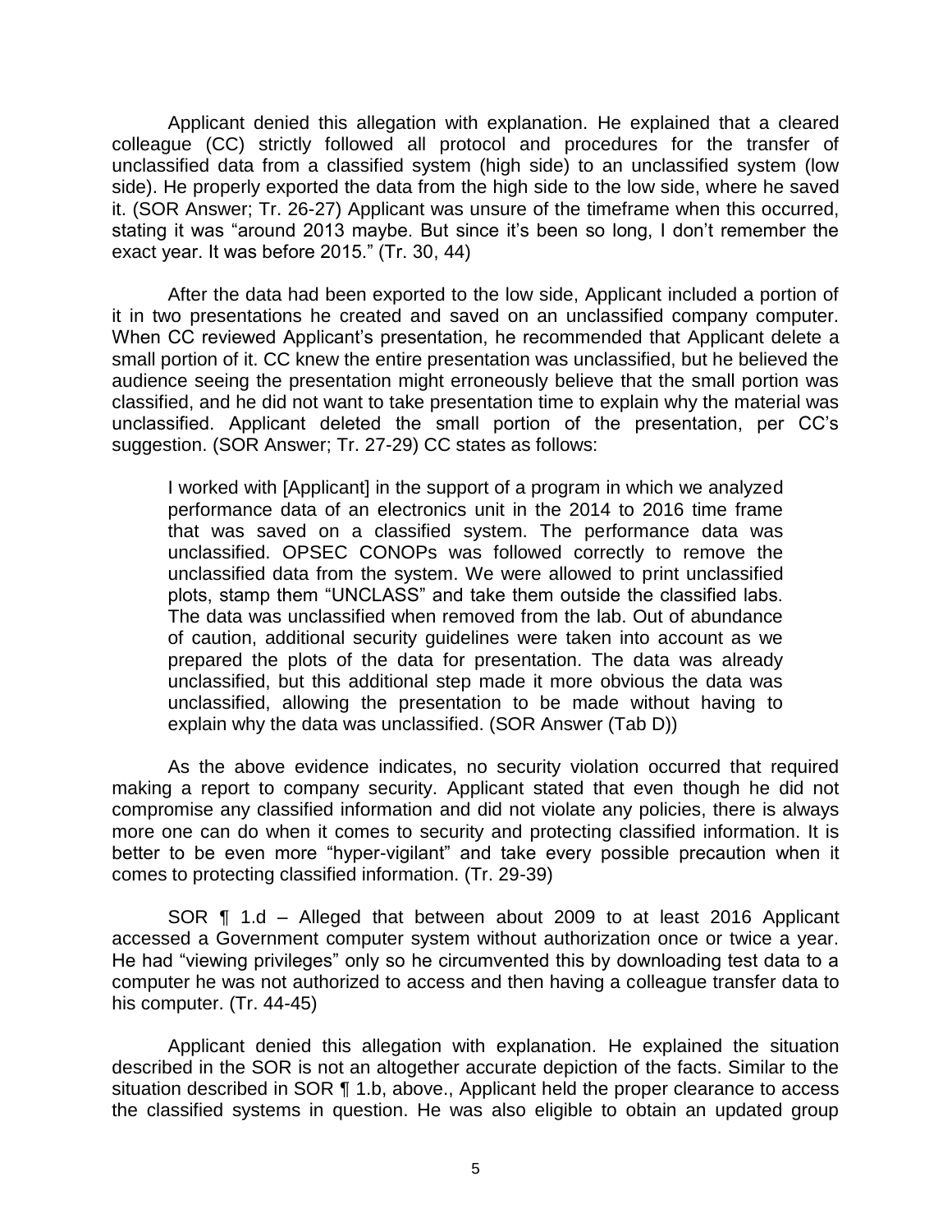Applicant denied this allegation with explanation. He explained that a cleared colleague (CC) strictly followed all protocol and procedures for the transfer of unclassified data from a classified system (high side) to an unclassified system (low side). He properly exported the data from the high side to the low side, where he saved it. (SOR Answer; Tr. 26-27) Applicant was unsure of the timeframe when this occurred, stating it was "around 2013 maybe. But since it's been so long, I don't remember the exact year. It was before 2015." (Tr. 30, 44)

After the data had been exported to the low side, Applicant included a portion of it in two presentations he created and saved on an unclassified company computer. When CC reviewed Applicant's presentation, he recommended that Applicant delete a small portion of it. CC knew the entire presentation was unclassified, but he believed the audience seeing the presentation might erroneously believe that the small portion was classified, and he did not want to take presentation time to explain why the material was unclassified. Applicant deleted the small portion of the presentation, per CC's suggestion. (SOR Answer; Tr. 27-29) CC states as follows:

> I worked with [Applicant] in the support of a program in which we analyzed performance data of an electronics unit in the 2014 to 2016 time frame that was saved on a classified system. The performance data was unclassified. OPSEC CONOPs was followed correctly to remove the unclassified data from the system. We were allowed to print unclassified plots, stamp them "UNCLASS" and take them outside the classified labs. The data was unclassified when removed from the lab. Out of abundance of caution, additional security guidelines were taken into account as we prepared the plots of the data for presentation. The data was already unclassified, but this additional step made it more obvious the data was unclassified, allowing the presentation to be made without having to explain why the data was unclassified. (SOR Answer (Tab D))

As the above evidence indicates, no security violation occurred that required making a report to company security. Applicant stated that even though he did not compromise any classified information and did not violate any policies, there is always more one can do when it comes to security and protecting classified information. It is better to be even more "hyper-vigilant" and take every possible precaution when it comes to protecting classified information. (Tr. 29-39)

SOR ¶ 1.d – Alleged that between about 2009 to at least 2016 Applicant accessed a Government computer system without authorization once or twice a year. He had "viewing privileges" only so he circumvented this by downloading test data to a computer he was not authorized to access and then having a colleague transfer data to his computer. (Tr. 44-45)

Applicant denied this allegation with explanation. He explained the situation described in the SOR is not an altogether accurate depiction of the facts. Similar to the situation described in SOR ¶ 1.b, above., Applicant held the proper clearance to access the classified systems in question. He was also eligible to obtain an updated group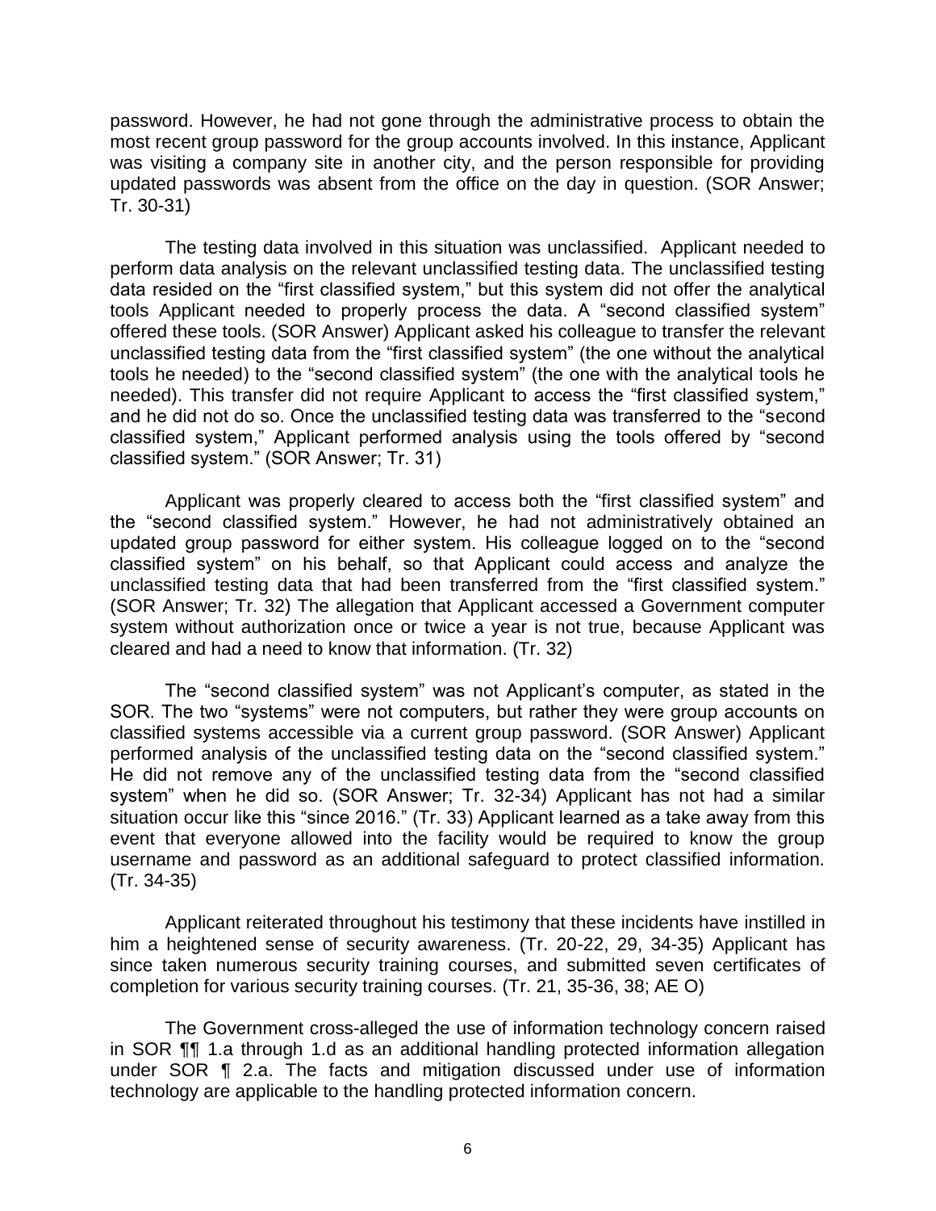password. However, he had not gone through the administrative process to obtain the most recent group password for the group accounts involved. In this instance, Applicant was visiting a company site in another city, and the person responsible for providing updated passwords was absent from the office on the day in question. (SOR Answer; Tr. 30-31)

The testing data involved in this situation was unclassified. Applicant needed to perform data analysis on the relevant unclassified testing data. The unclassified testing data resided on the "first classified system," but this system did not offer the analytical tools Applicant needed to properly process the data. A "second classified system" offered these tools. (SOR Answer) Applicant asked his colleague to transfer the relevant unclassified testing data from the "first classified system" (the one without the analytical tools he needed) to the "second classified system" (the one with the analytical tools he needed). This transfer did not require Applicant to access the "first classified system," and he did not do so. Once the unclassified testing data was transferred to the "second classified system," Applicant performed analysis using the tools offered by "second classified system." (SOR Answer; Tr. 31)

Applicant was properly cleared to access both the "first classified system" and the "second classified system." However, he had not administratively obtained an updated group password for either system. His colleague logged on to the "second classified system" on his behalf, so that Applicant could access and analyze the unclassified testing data that had been transferred from the "first classified system." (SOR Answer; Tr. 32) The allegation that Applicant accessed a Government computer system without authorization once or twice a year is not true, because Applicant was cleared and had a need to know that information. (Tr. 32)

The "second classified system" was not Applicant's computer, as stated in the SOR. The two "systems" were not computers, but rather they were group accounts on classified systems accessible via a current group password. (SOR Answer) Applicant performed analysis of the unclassified testing data on the "second classified system." He did not remove any of the unclassified testing data from the "second classified system" when he did so. (SOR Answer; Tr. 32-34) Applicant has not had a similar situation occur like this "since 2016." (Tr. 33) Applicant learned as a take away from this event that everyone allowed into the facility would be required to know the group username and password as an additional safeguard to protect classified information. (Tr. 34-35)

Applicant reiterated throughout his testimony that these incidents have instilled in him a heightened sense of security awareness. (Tr. 20-22, 29, 34-35) Applicant has since taken numerous security training courses, and submitted seven certificates of completion for various security training courses. (Tr. 21, 35-36, 38; AE O)

The Government cross-alleged the use of information technology concern raised in SOR ¶¶ 1.a through 1.d as an additional handling protected information allegation under SOR ¶ 2.a. The facts and mitigation discussed under use of information technology are applicable to the handling protected information concern.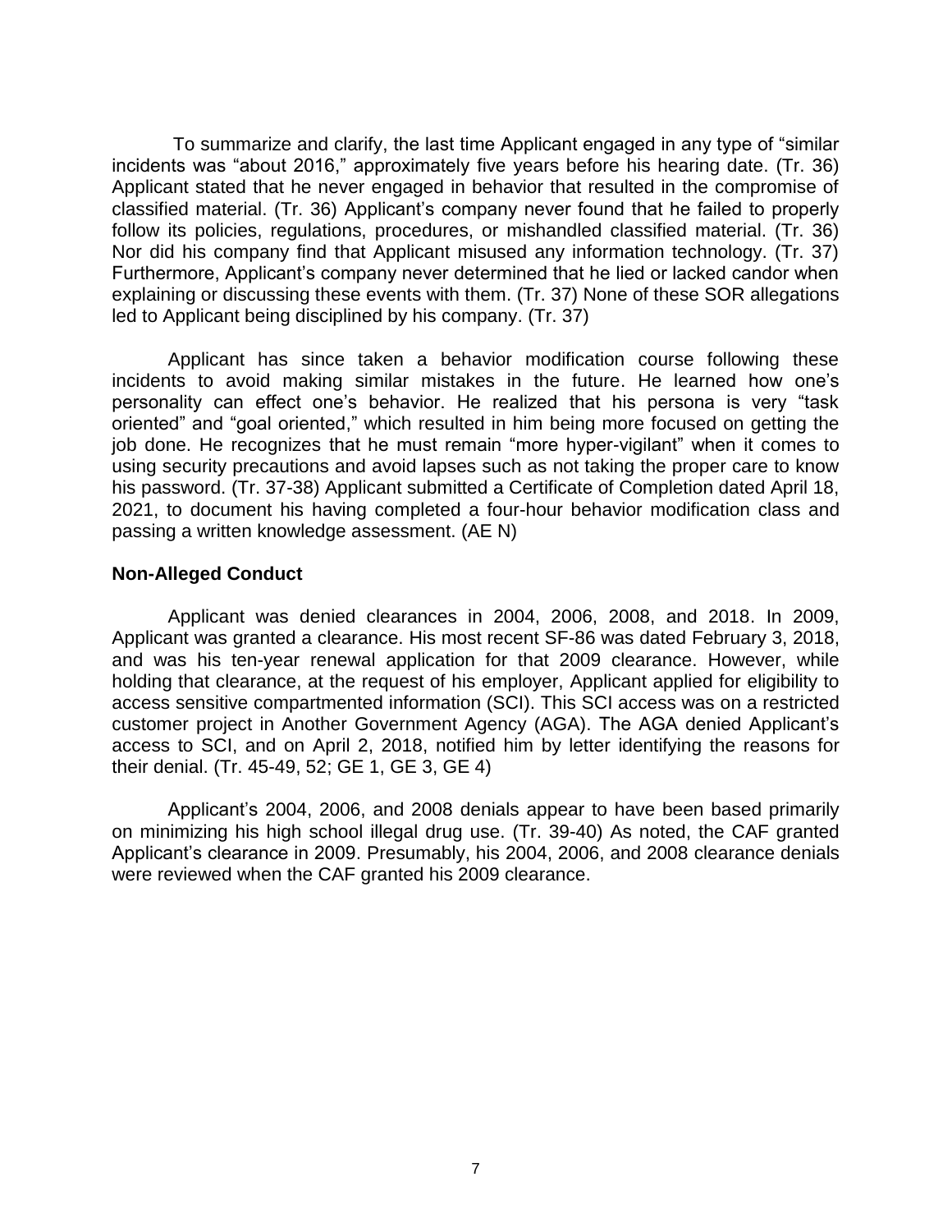To summarize and clarify, the last time Applicant engaged in any type of "similar incidents was "about 2016," approximately five years before his hearing date. (Tr. 36) Applicant stated that he never engaged in behavior that resulted in the compromise of classified material. (Tr. 36) Applicant's company never found that he failed to properly follow its policies, regulations, procedures, or mishandled classified material. (Tr. 36) Nor did his company find that Applicant misused any information technology. (Tr. 37) Furthermore, Applicant's company never determined that he lied or lacked candor when explaining or discussing these events with them. (Tr. 37) None of these SOR allegations led to Applicant being disciplined by his company. (Tr. 37)

Applicant has since taken a behavior modification course following these incidents to avoid making similar mistakes in the future. He learned how one's personality can effect one's behavior. He realized that his persona is very "task oriented" and "goal oriented," which resulted in him being more focused on getting the job done. He recognizes that he must remain "more hyper-vigilant" when it comes to using security precautions and avoid lapses such as not taking the proper care to know his password. (Tr. 37-38) Applicant submitted a Certificate of Completion dated April 18, 2021, to document his having completed a four-hour behavior modification class and passing a written knowledge assessment. (AE N)

**Non-Alleged Conduct**

Applicant was denied clearances in 2004, 2006, 2008, and 2018. In 2009, Applicant was granted a clearance. His most recent SF-86 was dated February 3, 2018, and was his ten-year renewal application for that 2009 clearance. However, while holding that clearance, at the request of his employer, Applicant applied for eligibility to access sensitive compartmented information (SCI). This SCI access was on a restricted customer project in Another Government Agency (AGA). The AGA denied Applicant's access to SCI, and on April 2, 2018, notified him by letter identifying the reasons for their denial. (Tr. 45-49, 52; GE 1, GE 3, GE 4)

Applicant's 2004, 2006, and 2008 denials appear to have been based primarily on minimizing his high school illegal drug use. (Tr. 39-40) As noted, the CAF granted Applicant's clearance in 2009. Presumably, his 2004, 2006, and 2008 clearance denials were reviewed when the CAF granted his 2009 clearance.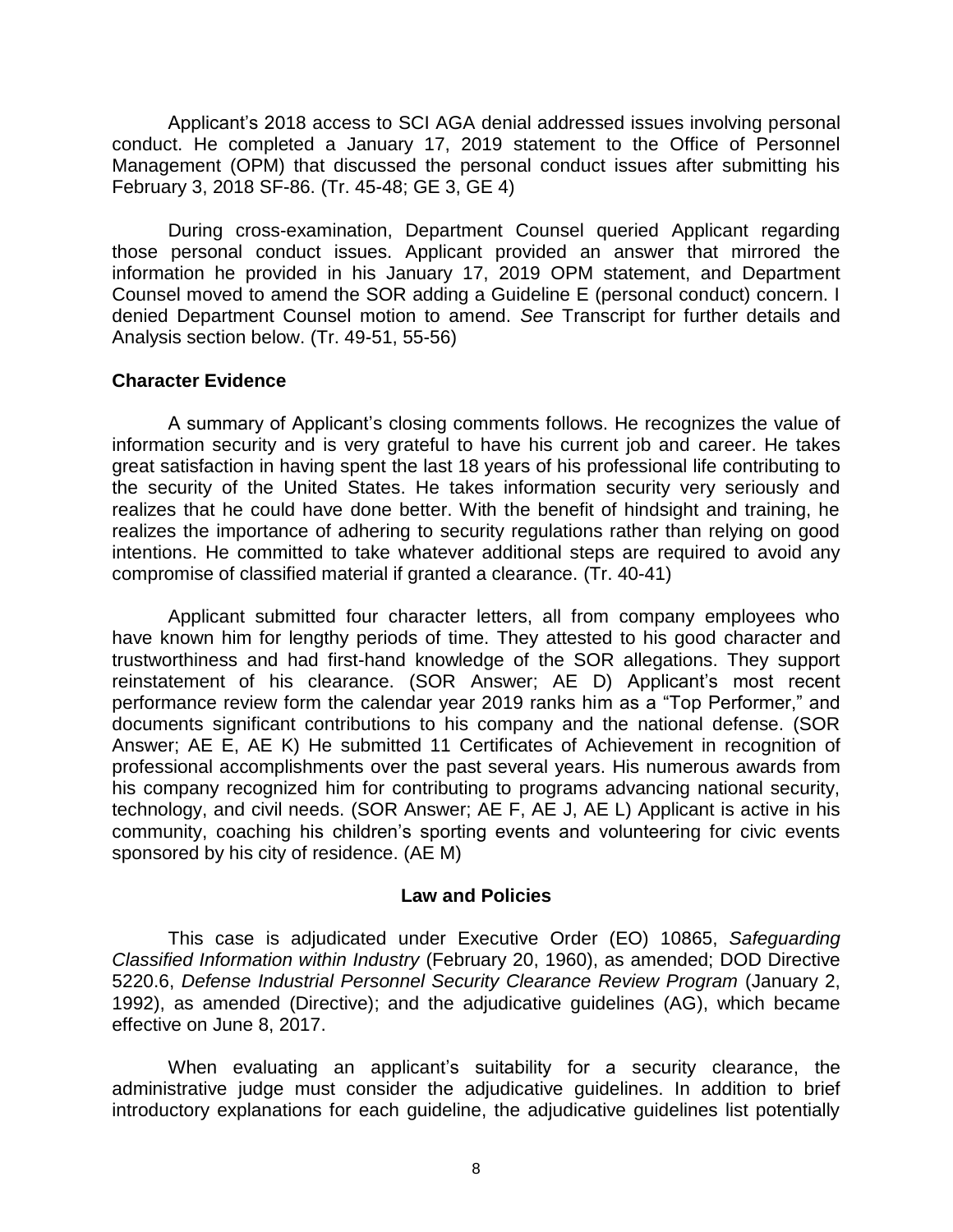Applicant's 2018 access to SCI AGA denial addressed issues involving personal conduct. He completed a January 17, 2019 statement to the Office of Personnel Management (OPM) that discussed the personal conduct issues after submitting his February 3, 2018 SF-86. (Tr. 45-48; GE 3, GE 4)

During cross-examination, Department Counsel queried Applicant regarding those personal conduct issues. Applicant provided an answer that mirrored the information he provided in his January 17, 2019 OPM statement, and Department Counsel moved to amend the SOR adding a Guideline E (personal conduct) concern. I denied Department Counsel motion to amend. *See* Transcript for further details and Analysis section below. (Tr. 49-51, 55-56)

**Character Evidence**

A summary of Applicant's closing comments follows. He recognizes the value of information security and is very grateful to have his current job and career. He takes great satisfaction in having spent the last 18 years of his professional life contributing to the security of the United States. He takes information security very seriously and realizes that he could have done better. With the benefit of hindsight and training, he realizes the importance of adhering to security regulations rather than relying on good intentions. He committed to take whatever additional steps are required to avoid any compromise of classified material if granted a clearance. (Tr. 40-41)

Applicant submitted four character letters, all from company employees who have known him for lengthy periods of time. They attested to his good character and trustworthiness and had first-hand knowledge of the SOR allegations. They support reinstatement of his clearance. (SOR Answer; AE D) Applicant's most recent performance review form the calendar year 2019 ranks him as a "Top Performer," and documents significant contributions to his company and the national defense. (SOR Answer; AE E, AE K) He submitted 11 Certificates of Achievement in recognition of professional accomplishments over the past several years. His numerous awards from his company recognized him for contributing to programs advancing national security, technology, and civil needs. (SOR Answer; AE F, AE J, AE L) Applicant is active in his community, coaching his children's sporting events and volunteering for civic events sponsored by his city of residence. (AE M)

## Law and Policies

This case is adjudicated under Executive Order (EO) 10865, *Safeguarding Classified Information within Industry* (February 20, 1960), as amended; DOD Directive 5220.6, *Defense Industrial Personnel Security Clearance Review Program* (January 2, 1992), as amended (Directive); and the adjudicative guidelines (AG), which became effective on June 8, 2017.

When evaluating an applicant's suitability for a security clearance, the administrative judge must consider the adjudicative guidelines. In addition to brief introductory explanations for each guideline, the adjudicative guidelines list potentially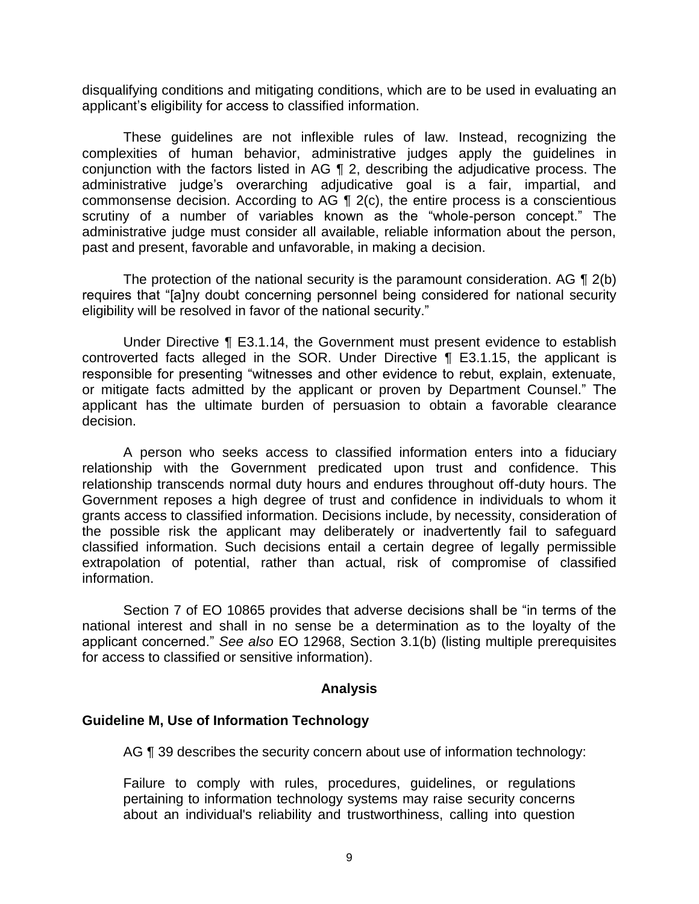disqualifying conditions and mitigating conditions, which are to be used in evaluating an applicant's eligibility for access to classified information.

These guidelines are not inflexible rules of law. Instead, recognizing the complexities of human behavior, administrative judges apply the guidelines in conjunction with the factors listed in AG ¶ 2, describing the adjudicative process. The administrative judge's overarching adjudicative goal is a fair, impartial, and commonsense decision. According to AG ¶ 2(c), the entire process is a conscientious scrutiny of a number of variables known as the "whole-person concept." The administrative judge must consider all available, reliable information about the person, past and present, favorable and unfavorable, in making a decision.

The protection of the national security is the paramount consideration. AG ¶ 2(b) requires that "[a]ny doubt concerning personnel being considered for national security eligibility will be resolved in favor of the national security."

Under Directive ¶ E3.1.14, the Government must present evidence to establish controverted facts alleged in the SOR. Under Directive ¶ E3.1.15, the applicant is responsible for presenting "witnesses and other evidence to rebut, explain, extenuate, or mitigate facts admitted by the applicant or proven by Department Counsel." The applicant has the ultimate burden of persuasion to obtain a favorable clearance decision.

A person who seeks access to classified information enters into a fiduciary relationship with the Government predicated upon trust and confidence. This relationship transcends normal duty hours and endures throughout off-duty hours. The Government reposes a high degree of trust and confidence in individuals to whom it grants access to classified information. Decisions include, by necessity, consideration of the possible risk the applicant may deliberately or inadvertently fail to safeguard classified information. Such decisions entail a certain degree of legally permissible extrapolation of potential, rather than actual, risk of compromise of classified information.

Section 7 of EO 10865 provides that adverse decisions shall be "in terms of the national interest and shall in no sense be a determination as to the loyalty of the applicant concerned." *See also* EO 12968, Section 3.1(b) (listing multiple prerequisites for access to classified or sensitive information).

## Analysis

### Guideline M, Use of Information Technology

AG ¶ 39 describes the security concern about use of information technology:

> Failure to comply with rules, procedures, guidelines, or regulations pertaining to information technology systems may raise security concerns about an individual's reliability and trustworthiness, calling into question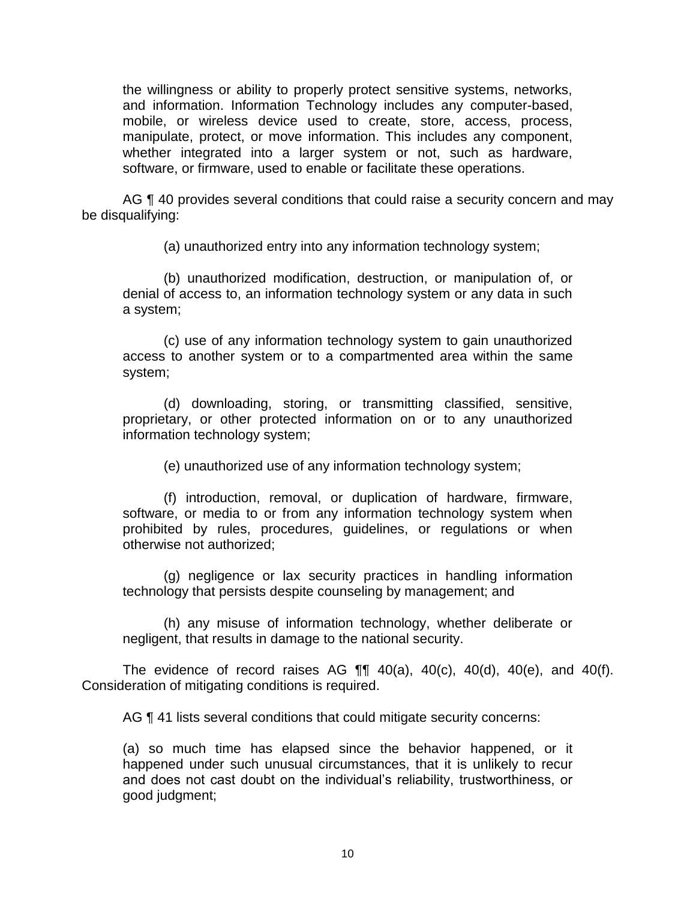the willingness or ability to properly protect sensitive systems, networks, and information. Information Technology includes any computer-based, mobile, or wireless device used to create, store, access, process, manipulate, protect, or move information. This includes any component, whether integrated into a larger system or not, such as hardware, software, or firmware, used to enable or facilitate these operations.

AG ¶ 40 provides several conditions that could raise a security concern and may be disqualifying:

> (a) unauthorized entry into any information technology system;
>
> (b) unauthorized modification, destruction, or manipulation of, or denial of access to, an information technology system or any data in such a system;
>
> (c) use of any information technology system to gain unauthorized access to another system or to a compartmented area within the same system;
>
> (d) downloading, storing, or transmitting classified, sensitive, proprietary, or other protected information on or to any unauthorized information technology system;
>
> (e) unauthorized use of any information technology system;
>
> (f) introduction, removal, or duplication of hardware, firmware, software, or media to or from any information technology system when prohibited by rules, procedures, guidelines, or regulations or when otherwise not authorized;
>
> (g) negligence or lax security practices in handling information technology that persists despite counseling by management; and
>
> (h) any misuse of information technology, whether deliberate or negligent, that results in damage to the national security.

The evidence of record raises AG ¶¶ 40(a), 40(c), 40(d), 40(e), and 40(f). Consideration of mitigating conditions is required.

AG ¶ 41 lists several conditions that could mitigate security concerns:

> (a) so much time has elapsed since the behavior happened, or it happened under such unusual circumstances, that it is unlikely to recur and does not cast doubt on the individual's reliability, trustworthiness, or good judgment;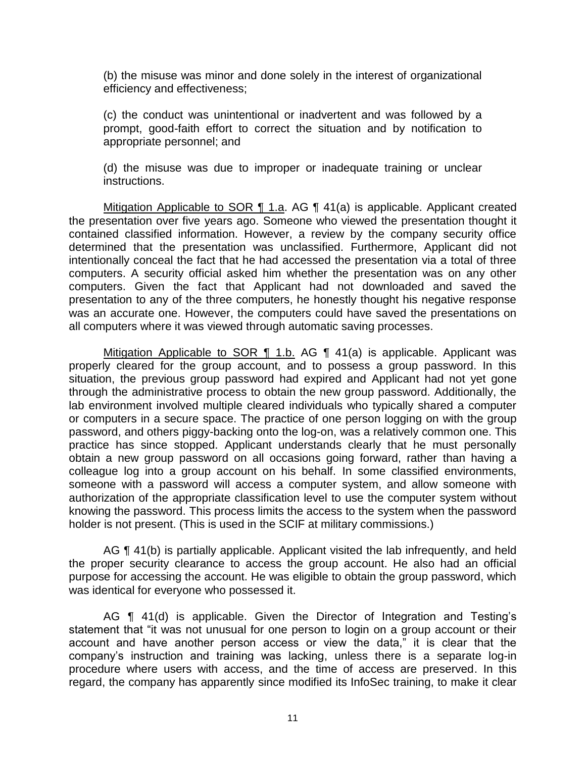(b) the misuse was minor and done solely in the interest of organizational efficiency and effectiveness;

(c) the conduct was unintentional or inadvertent and was followed by a prompt, good-faith effort to correct the situation and by notification to appropriate personnel; and

(d) the misuse was due to improper or inadequate training or unclear instructions.

Mitigation Applicable to SOR ¶ 1.a. AG ¶ 41(a) is applicable. Applicant created the presentation over five years ago. Someone who viewed the presentation thought it contained classified information. However, a review by the company security office determined that the presentation was unclassified. Furthermore, Applicant did not intentionally conceal the fact that he had accessed the presentation via a total of three computers. A security official asked him whether the presentation was on any other computers. Given the fact that Applicant had not downloaded and saved the presentation to any of the three computers, he honestly thought his negative response was an accurate one. However, the computers could have saved the presentations on all computers where it was viewed through automatic saving processes.

Mitigation Applicable to SOR ¶ 1.b. AG ¶ 41(a) is applicable. Applicant was properly cleared for the group account, and to possess a group password. In this situation, the previous group password had expired and Applicant had not yet gone through the administrative process to obtain the new group password. Additionally, the lab environment involved multiple cleared individuals who typically shared a computer or computers in a secure space. The practice of one person logging on with the group password, and others piggy-backing onto the log-on, was a relatively common one. This practice has since stopped. Applicant understands clearly that he must personally obtain a new group password on all occasions going forward, rather than having a colleague log into a group account on his behalf. In some classified environments, someone with a password will access a computer system, and allow someone with authorization of the appropriate classification level to use the computer system without knowing the password. This process limits the access to the system when the password holder is not present. (This is used in the SCIF at military commissions.)

AG ¶ 41(b) is partially applicable. Applicant visited the lab infrequently, and held the proper security clearance to access the group account. He also had an official purpose for accessing the account. He was eligible to obtain the group password, which was identical for everyone who possessed it.

AG ¶ 41(d) is applicable. Given the Director of Integration and Testing's statement that "it was not unusual for one person to login on a group account or their account and have another person access or view the data," it is clear that the company's instruction and training was lacking, unless there is a separate log-in procedure where users with access, and the time of access are preserved. In this regard, the company has apparently since modified its InfoSec training, to make it clear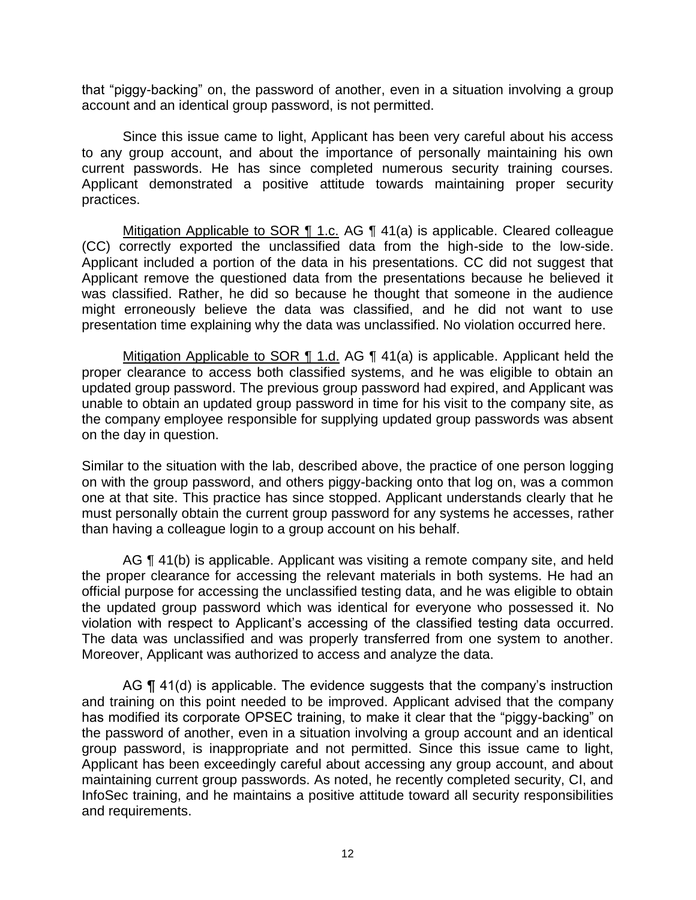that "piggy-backing" on, the password of another, even in a situation involving a group account and an identical group password, is not permitted.

Since this issue came to light, Applicant has been very careful about his access to any group account, and about the importance of personally maintaining his own current passwords. He has since completed numerous security training courses. Applicant demonstrated a positive attitude towards maintaining proper security practices.

Mitigation Applicable to SOR ¶ 1.c. AG ¶ 41(a) is applicable. Cleared colleague (CC) correctly exported the unclassified data from the high-side to the low-side. Applicant included a portion of the data in his presentations. CC did not suggest that Applicant remove the questioned data from the presentations because he believed it was classified. Rather, he did so because he thought that someone in the audience might erroneously believe the data was classified, and he did not want to use presentation time explaining why the data was unclassified. No violation occurred here.

Mitigation Applicable to SOR ¶ 1.d. AG ¶ 41(a) is applicable. Applicant held the proper clearance to access both classified systems, and he was eligible to obtain an updated group password. The previous group password had expired, and Applicant was unable to obtain an updated group password in time for his visit to the company site, as the company employee responsible for supplying updated group passwords was absent on the day in question.

Similar to the situation with the lab, described above, the practice of one person logging on with the group password, and others piggy-backing onto that log on, was a common one at that site. This practice has since stopped. Applicant understands clearly that he must personally obtain the current group password for any systems he accesses, rather than having a colleague login to a group account on his behalf.

AG ¶ 41(b) is applicable. Applicant was visiting a remote company site, and held the proper clearance for accessing the relevant materials in both systems. He had an official purpose for accessing the unclassified testing data, and he was eligible to obtain the updated group password which was identical for everyone who possessed it. No violation with respect to Applicant's accessing of the classified testing data occurred. The data was unclassified and was properly transferred from one system to another. Moreover, Applicant was authorized to access and analyze the data.

AG ¶ 41(d) is applicable. The evidence suggests that the company's instruction and training on this point needed to be improved. Applicant advised that the company has modified its corporate OPSEC training, to make it clear that the "piggy-backing" on the password of another, even in a situation involving a group account and an identical group password, is inappropriate and not permitted. Since this issue came to light, Applicant has been exceedingly careful about accessing any group account, and about maintaining current group passwords. As noted, he recently completed security, CI, and InfoSec training, and he maintains a positive attitude toward all security responsibilities and requirements.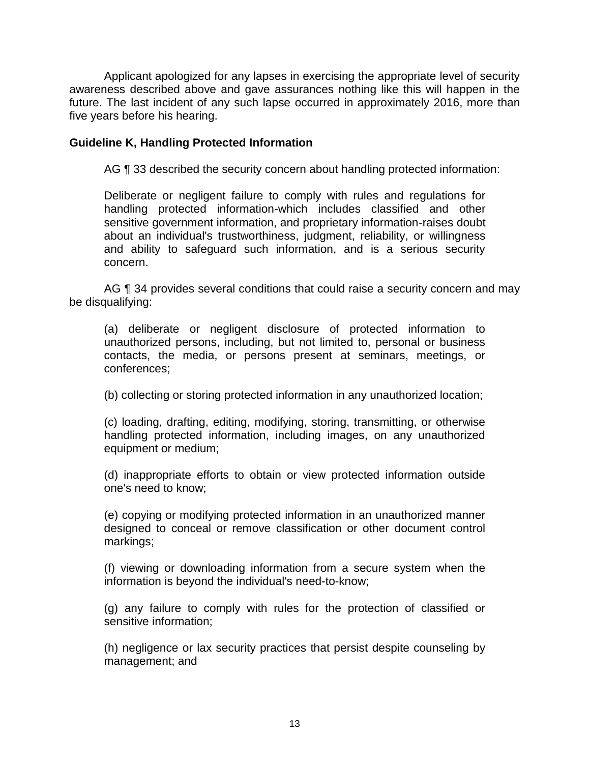Applicant apologized for any lapses in exercising the appropriate level of security awareness described above and gave assurances nothing like this will happen in the future. The last incident of any such lapse occurred in approximately 2016, more than five years before his hearing.

**Guideline K, Handling Protected Information**

AG ¶ 33 described the security concern about handling protected information:

> Deliberate or negligent failure to comply with rules and regulations for handling protected information-which includes classified and other sensitive government information, and proprietary information-raises doubt about an individual's trustworthiness, judgment, reliability, or willingness and ability to safeguard such information, and is a serious security concern.

AG ¶ 34 provides several conditions that could raise a security concern and may be disqualifying:

> (a) deliberate or negligent disclosure of protected information to unauthorized persons, including, but not limited to, personal or business contacts, the media, or persons present at seminars, meetings, or conferences;
>
> (b) collecting or storing protected information in any unauthorized location;
>
> (c) loading, drafting, editing, modifying, storing, transmitting, or otherwise handling protected information, including images, on any unauthorized equipment or medium;
>
> (d) inappropriate efforts to obtain or view protected information outside one's need to know;
>
> (e) copying or modifying protected information in an unauthorized manner designed to conceal or remove classification or other document control markings;
>
> (f) viewing or downloading information from a secure system when the information is beyond the individual's need-to-know;
>
> (g) any failure to comply with rules for the protection of classified or sensitive information;
>
> (h) negligence or lax security practices that persist despite counseling by management; and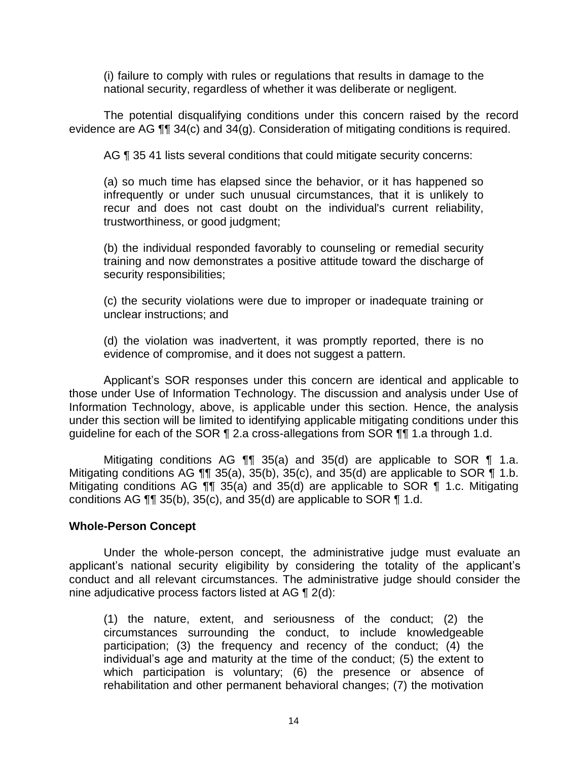(i) failure to comply with rules or regulations that results in damage to the national security, regardless of whether it was deliberate or negligent.

The potential disqualifying conditions under this concern raised by the record evidence are AG ¶¶ 34(c) and 34(g). Consideration of mitigating conditions is required.

AG ¶ 35 41 lists several conditions that could mitigate security concerns:

(a) so much time has elapsed since the behavior, or it has happened so infrequently or under such unusual circumstances, that it is unlikely to recur and does not cast doubt on the individual's current reliability, trustworthiness, or good judgment;

(b) the individual responded favorably to counseling or remedial security training and now demonstrates a positive attitude toward the discharge of security responsibilities;

(c) the security violations were due to improper or inadequate training or unclear instructions; and

(d) the violation was inadvertent, it was promptly reported, there is no evidence of compromise, and it does not suggest a pattern.

Applicant's SOR responses under this concern are identical and applicable to those under Use of Information Technology. The discussion and analysis under Use of Information Technology, above, is applicable under this section. Hence, the analysis under this section will be limited to identifying applicable mitigating conditions under this guideline for each of the SOR ¶ 2.a cross-allegations from SOR ¶¶ 1.a through 1.d.

Mitigating conditions AG ¶¶ 35(a) and 35(d) are applicable to SOR ¶ 1.a. Mitigating conditions AG ¶¶ 35(a), 35(b), 35(c), and 35(d) are applicable to SOR ¶ 1.b. Mitigating conditions AG ¶¶ 35(a) and 35(d) are applicable to SOR ¶ 1.c. Mitigating conditions AG ¶¶ 35(b), 35(c), and 35(d) are applicable to SOR ¶ 1.d.

**Whole-Person Concept**

Under the whole-person concept, the administrative judge must evaluate an applicant's national security eligibility by considering the totality of the applicant's conduct and all relevant circumstances. The administrative judge should consider the nine adjudicative process factors listed at AG ¶ 2(d):

(1) the nature, extent, and seriousness of the conduct; (2) the circumstances surrounding the conduct, to include knowledgeable participation; (3) the frequency and recency of the conduct; (4) the individual's age and maturity at the time of the conduct; (5) the extent to which participation is voluntary; (6) the presence or absence of rehabilitation and other permanent behavioral changes; (7) the motivation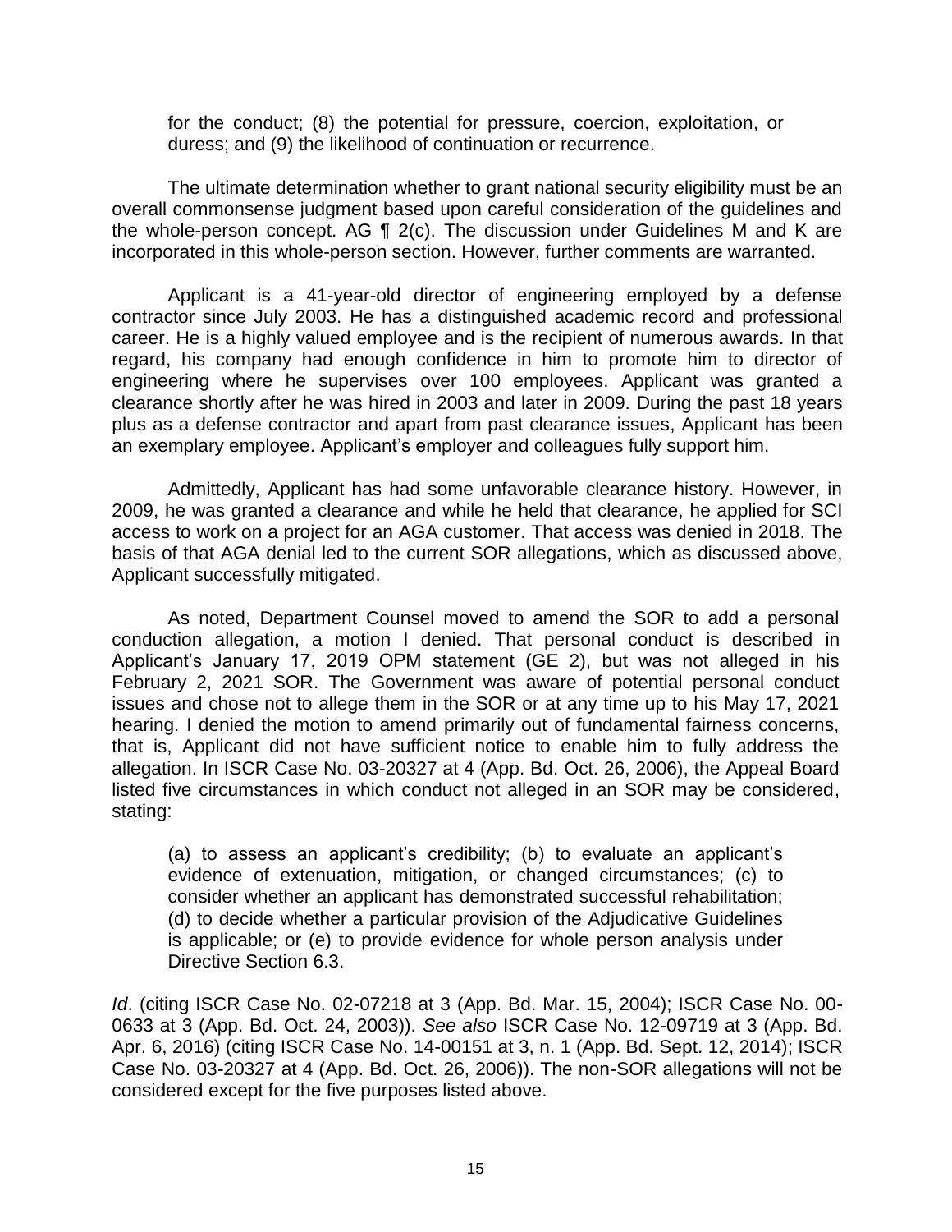for the conduct; (8) the potential for pressure, coercion, exploitation, or duress; and (9) the likelihood of continuation or recurrence.

The ultimate determination whether to grant national security eligibility must be an overall commonsense judgment based upon careful consideration of the guidelines and the whole-person concept. AG ¶ 2(c). The discussion under Guidelines M and K are incorporated in this whole-person section. However, further comments are warranted.

Applicant is a 41-year-old director of engineering employed by a defense contractor since July 2003. He has a distinguished academic record and professional career. He is a highly valued employee and is the recipient of numerous awards. In that regard, his company had enough confidence in him to promote him to director of engineering where he supervises over 100 employees. Applicant was granted a clearance shortly after he was hired in 2003 and later in 2009. During the past 18 years plus as a defense contractor and apart from past clearance issues, Applicant has been an exemplary employee. Applicant's employer and colleagues fully support him.

Admittedly, Applicant has had some unfavorable clearance history. However, in 2009, he was granted a clearance and while he held that clearance, he applied for SCI access to work on a project for an AGA customer. That access was denied in 2018. The basis of that AGA denial led to the current SOR allegations, which as discussed above, Applicant successfully mitigated.

As noted, Department Counsel moved to amend the SOR to add a personal conduction allegation, a motion I denied. That personal conduct is described in Applicant's January 17, 2019 OPM statement (GE 2), but was not alleged in his February 2, 2021 SOR. The Government was aware of potential personal conduct issues and chose not to allege them in the SOR or at any time up to his May 17, 2021 hearing. I denied the motion to amend primarily out of fundamental fairness concerns, that is, Applicant did not have sufficient notice to enable him to fully address the allegation. In ISCR Case No. 03-20327 at 4 (App. Bd. Oct. 26, 2006), the Appeal Board listed five circumstances in which conduct not alleged in an SOR may be considered, stating:

> (a) to assess an applicant's credibility; (b) to evaluate an applicant's evidence of extenuation, mitigation, or changed circumstances; (c) to consider whether an applicant has demonstrated successful rehabilitation; (d) to decide whether a particular provision of the Adjudicative Guidelines is applicable; or (e) to provide evidence for whole person analysis under Directive Section 6.3.

*Id*. (citing ISCR Case No. 02-07218 at 3 (App. Bd. Mar. 15, 2004); ISCR Case No. 00-0633 at 3 (App. Bd. Oct. 24, 2003)). *See also* ISCR Case No. 12-09719 at 3 (App. Bd. Apr. 6, 2016) (citing ISCR Case No. 14-00151 at 3, n. 1 (App. Bd. Sept. 12, 2014); ISCR Case No. 03-20327 at 4 (App. Bd. Oct. 26, 2006)). The non-SOR allegations will not be considered except for the five purposes listed above.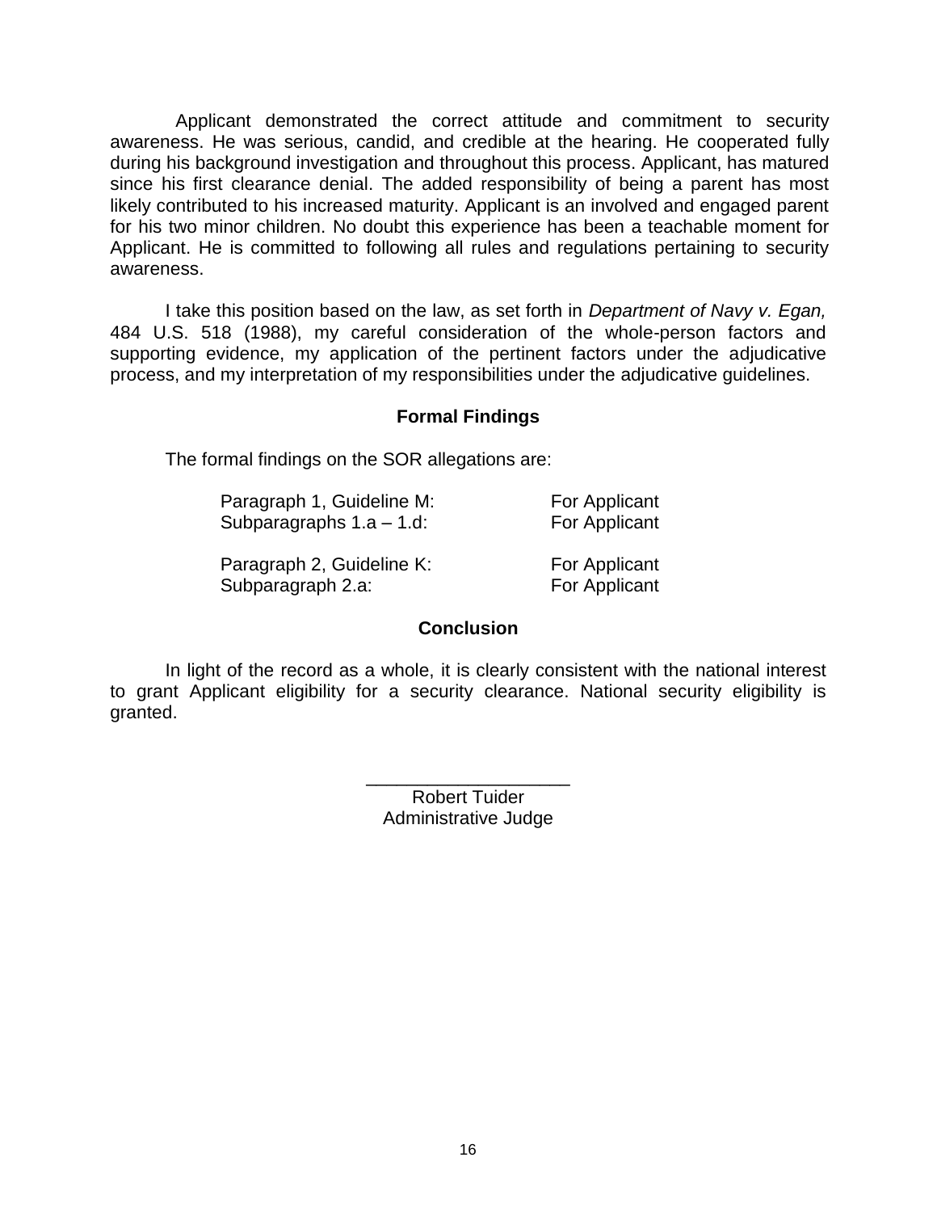Applicant demonstrated the correct attitude and commitment to security awareness. He was serious, candid, and credible at the hearing. He cooperated fully during his background investigation and throughout this process. Applicant, has matured since his first clearance denial. The added responsibility of being a parent has most likely contributed to his increased maturity. Applicant is an involved and engaged parent for his two minor children. No doubt this experience has been a teachable moment for Applicant. He is committed to following all rules and regulations pertaining to security awareness.

I take this position based on the law, as set forth in *Department of Navy v. Egan,* 484 U.S. 518 (1988), my careful consideration of the whole-person factors and supporting evidence, my application of the pertinent factors under the adjudicative process, and my interpretation of my responsibilities under the adjudicative guidelines.

## Formal Findings

The formal findings on the SOR allegations are:

| | |
|---|---|
| Paragraph 1, Guideline M: | For Applicant |
| Subparagraphs 1.a – 1.d: | For Applicant |
| Paragraph 2, Guideline K: | For Applicant |
| Subparagraph 2.a: | For Applicant |

## Conclusion

In light of the record as a whole, it is clearly consistent with the national interest to grant Applicant eligibility for a security clearance. National security eligibility is granted.

\_\_\_\_\_\_\_\_\_\_\_\_\_\_\_\_\_\_\_\_
Robert Tuider
Administrative Judge